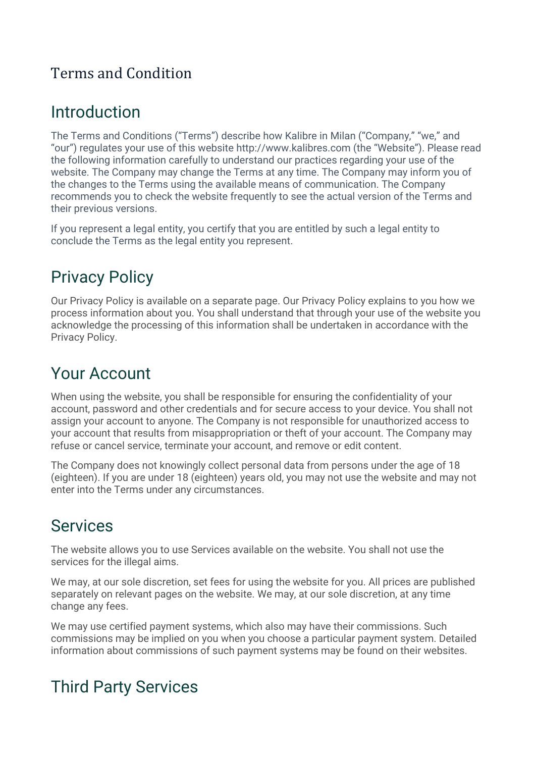# Terms and Condition

## Introduction

The Terms and Conditions ("Terms") describe how Kalibre in Milan ("Company," "we," and "our") regulates your use of this website http://www.kalibres.com (the "Website"). Please read the following information carefully to understand our practices regarding your use of the website. The Company may change the Terms at any time. The Company may inform you of the changes to the Terms using the available means of communication. The Company recommends you to check the website frequently to see the actual version of the Terms and their previous versions.

If you represent a legal entity, you certify that you are entitled by such a legal entity to conclude the Terms as the legal entity you represent.

## Privacy Policy

Our Privacy Policy is available on a separate page. Our Privacy Policy explains to you how we process information about you. You shall understand that through your use of the website you acknowledge the processing of this information shall be undertaken in accordance with the Privacy Policy.

## Your Account

When using the website, you shall be responsible for ensuring the confidentiality of your account, password and other credentials and for secure access to your device. You shall not assign your account to anyone. The Company is not responsible for unauthorized access to your account that results from misappropriation or theft of your account. The Company may refuse or cancel service, terminate your account, and remove or edit content.

The Company does not knowingly collect personal data from persons under the age of 18 (eighteen). If you are under 18 (eighteen) years old, you may not use the website and may not enter into the Terms under any circumstances.

## Services

The website allows you to use Services available on the website. You shall not use the services for the illegal aims.

We may, at our sole discretion, set fees for using the website for you. All prices are published separately on relevant pages on the website. We may, at our sole discretion, at any time change any fees.

We may use certified payment systems, which also may have their commissions. Such commissions may be implied on you when you choose a particular payment system. Detailed information about commissions of such payment systems may be found on their websites.

## Third Party Services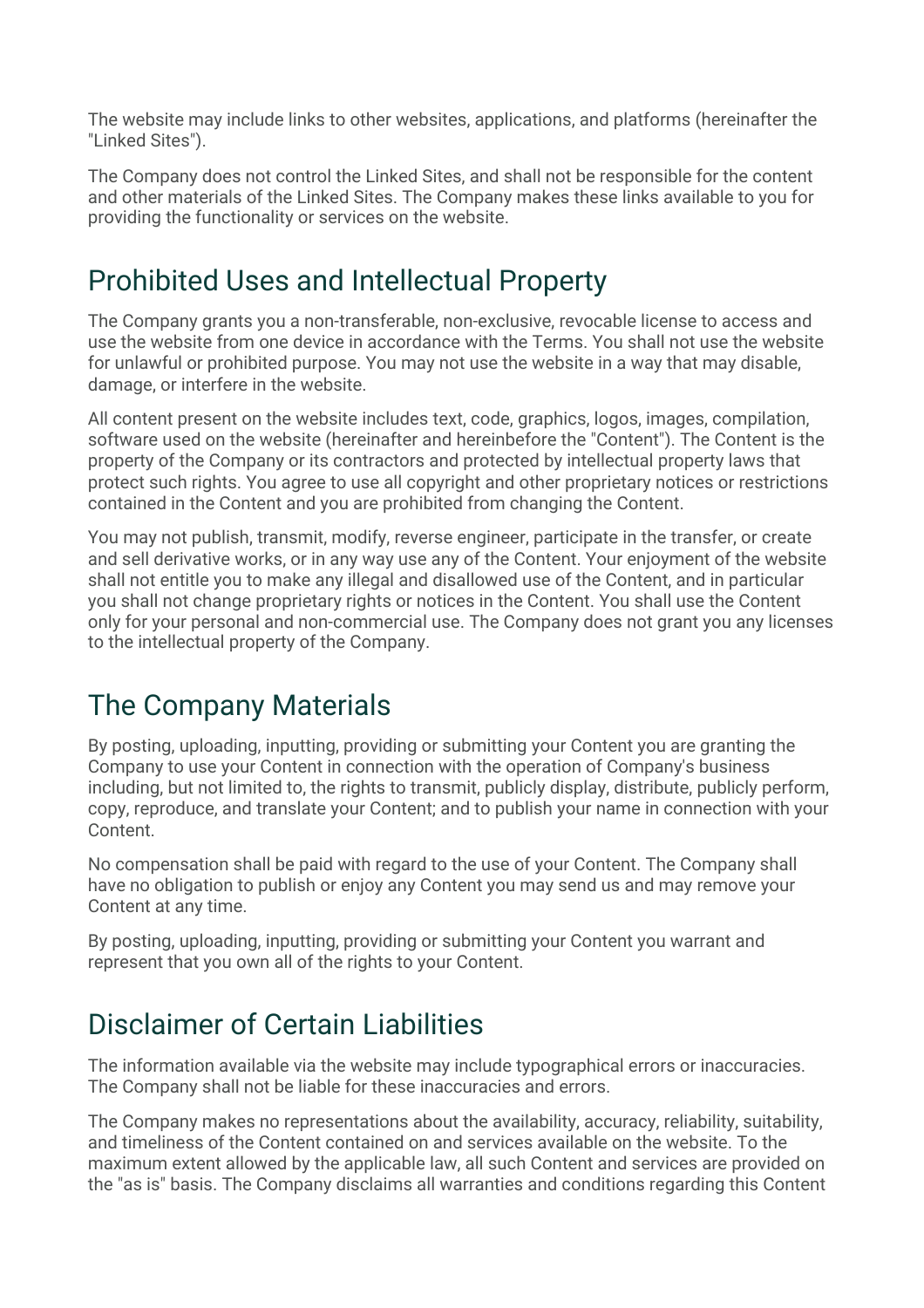The website may include links to other websites, applications, and platforms (hereinafter the "Linked Sites").

The Company does not control the Linked Sites, and shall not be responsible for the content and other materials of the Linked Sites. The Company makes these links available to you for providing the functionality or services on the website.

## Prohibited Uses and Intellectual Property

The Company grants you a non-transferable, non-exclusive, revocable license to access and use the website from one device in accordance with the Terms. You shall not use the website for unlawful or prohibited purpose. You may not use the website in a way that may disable, damage, or interfere in the website.

All content present on the website includes text, code, graphics, logos, images, compilation, software used on the website (hereinafter and hereinbefore the "Content"). The Content is the property of the Company or its contractors and protected by intellectual property laws that protect such rights. You agree to use all copyright and other proprietary notices or restrictions contained in the Content and you are prohibited from changing the Content.

You may not publish, transmit, modify, reverse engineer, participate in the transfer, or create and sell derivative works, or in any way use any of the Content. Your enjoyment of the website shall not entitle you to make any illegal and disallowed use of the Content, and in particular you shall not change proprietary rights or notices in the Content. You shall use the Content only for your personal and non-commercial use. The Company does not grant you any licenses to the intellectual property of the Company.

## The Company Materials

By posting, uploading, inputting, providing or submitting your Content you are granting the Company to use your Content in connection with the operation of Company's business including, but not limited to, the rights to transmit, publicly display, distribute, publicly perform, copy, reproduce, and translate your Content; and to publish your name in connection with your Content.

No compensation shall be paid with regard to the use of your Content. The Company shall have no obligation to publish or enjoy any Content you may send us and may remove your Content at any time.

By posting, uploading, inputting, providing or submitting your Content you warrant and represent that you own all of the rights to your Content.

## Disclaimer of Certain Liabilities

The information available via the website may include typographical errors or inaccuracies. The Company shall not be liable for these inaccuracies and errors.

The Company makes no representations about the availability, accuracy, reliability, suitability, and timeliness of the Content contained on and services available on the website. To the maximum extent allowed by the applicable law, all such Content and services are provided on the "as is" basis. The Company disclaims all warranties and conditions regarding this Content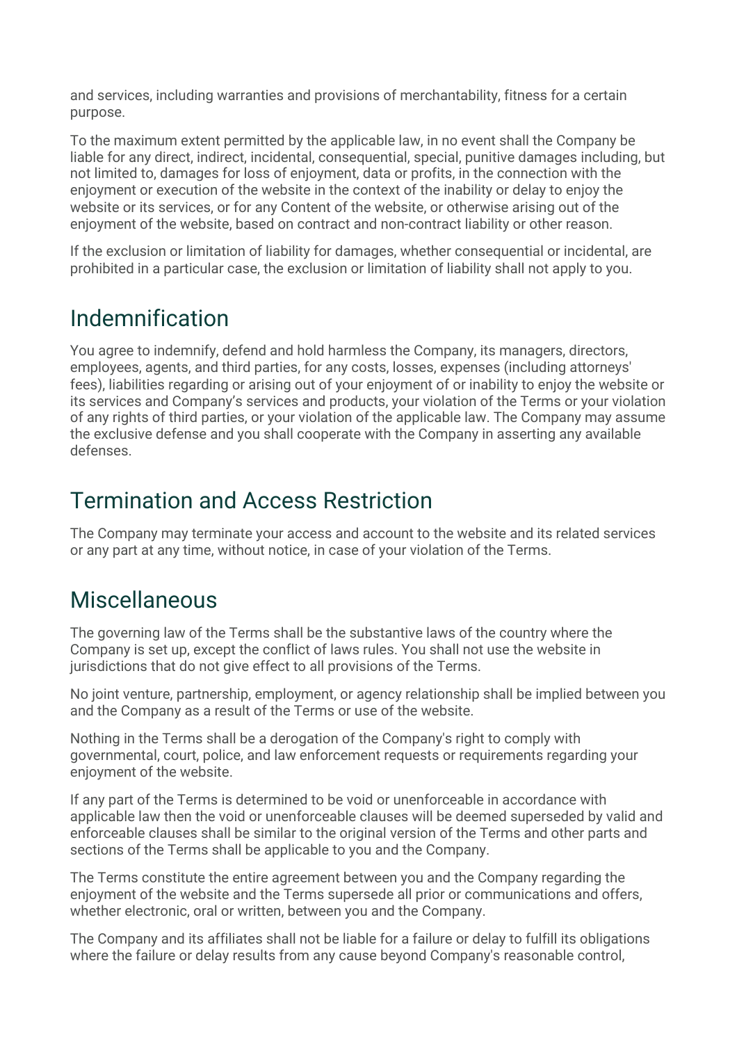and services, including warranties and provisions of merchantability, fitness for a certain purpose.

To the maximum extent permitted by the applicable law, in no event shall the Company be liable for any direct, indirect, incidental, consequential, special, punitive damages including, but not limited to, damages for loss of enjoyment, data or profits, in the connection with the enjoyment or execution of the website in the context of the inability or delay to enjoy the website or its services, or for any Content of the website, or otherwise arising out of the enjoyment of the website, based on contract and non-contract liability or other reason.

If the exclusion or limitation of liability for damages, whether consequential or incidental, are prohibited in a particular case, the exclusion or limitation of liability shall not apply to you.

## Indemnification

You agree to indemnify, defend and hold harmless the Company, its managers, directors, employees, agents, and third parties, for any costs, losses, expenses (including attorneys' fees), liabilities regarding or arising out of your enjoyment of or inability to enjoy the website or its services and Company's services and products, your violation of the Terms or your violation of any rights of third parties, or your violation of the applicable law. The Company may assume the exclusive defense and you shall cooperate with the Company in asserting any available defenses.

## Termination and Access Restriction

The Company may terminate your access and account to the website and its related services or any part at any time, without notice, in case of your violation of the Terms.

## Miscellaneous

The governing law of the Terms shall be the substantive laws of the country where the Company is set up, except the conflict of laws rules. You shall not use the website in jurisdictions that do not give effect to all provisions of the Terms.

No joint venture, partnership, employment, or agency relationship shall be implied between you and the Company as a result of the Terms or use of the website.

Nothing in the Terms shall be a derogation of the Company's right to comply with governmental, court, police, and law enforcement requests or requirements regarding your enjoyment of the website.

If any part of the Terms is determined to be void or unenforceable in accordance with applicable law then the void or unenforceable clauses will be deemed superseded by valid and enforceable clauses shall be similar to the original version of the Terms and other parts and sections of the Terms shall be applicable to you and the Company.

The Terms constitute the entire agreement between you and the Company regarding the enjoyment of the website and the Terms supersede all prior or communications and offers, whether electronic, oral or written, between you and the Company.

The Company and its affiliates shall not be liable for a failure or delay to fulfill its obligations where the failure or delay results from any cause beyond Company's reasonable control,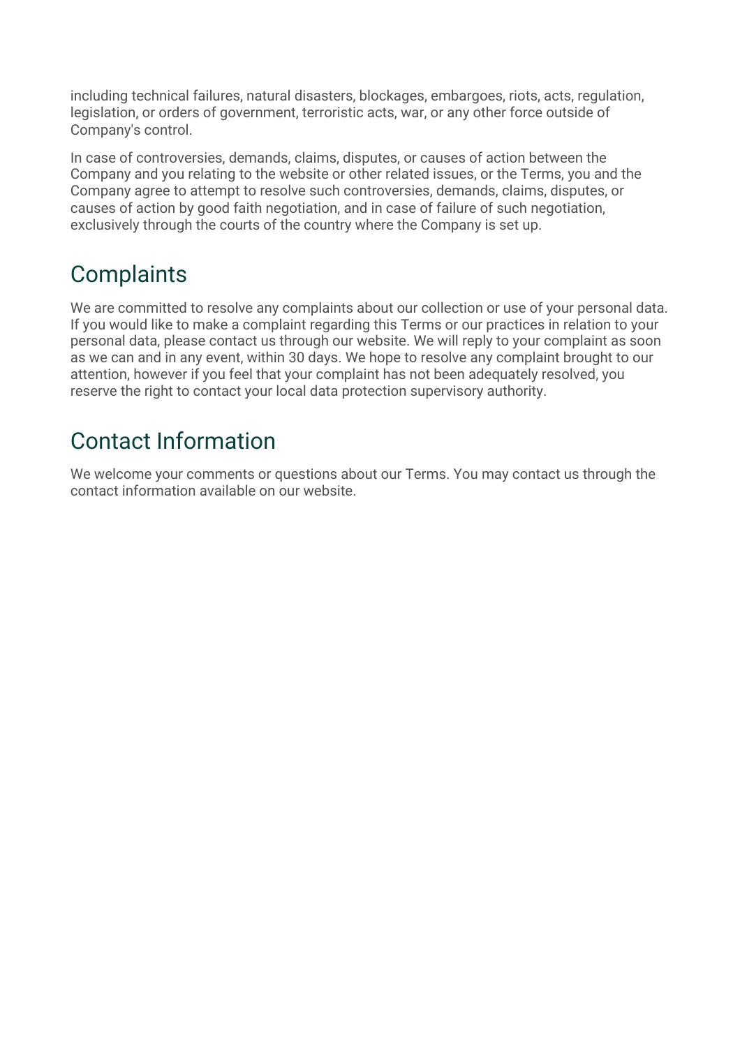including technical failures, natural disasters, blockages, embargoes, riots, acts, regulation, legislation, or orders of government, terroristic acts, war, or any other force outside of Company's control.

In case of controversies, demands, claims, disputes, or causes of action between the Company and you relating to the website or other related issues, or the Terms, you and the Company agree to attempt to resolve such controversies, demands, claims, disputes, or causes of action by good faith negotiation, and in case of failure of such negotiation, exclusively through the courts of the country where the Company is set up.

## Complaints

We are committed to resolve any complaints about our collection or use of your personal data. If you would like to make a complaint regarding this Terms or our practices in relation to your personal data, please contact us through our website. We will reply to your complaint as soon as we can and in any event, within 30 days. We hope to resolve any complaint brought to our attention, however if you feel that your complaint has not been adequately resolved, you reserve the right to contact your local data protection supervisory authority.

## Contact Information

We welcome your comments or questions about our Terms. You may contact us through the contact information available on our website.